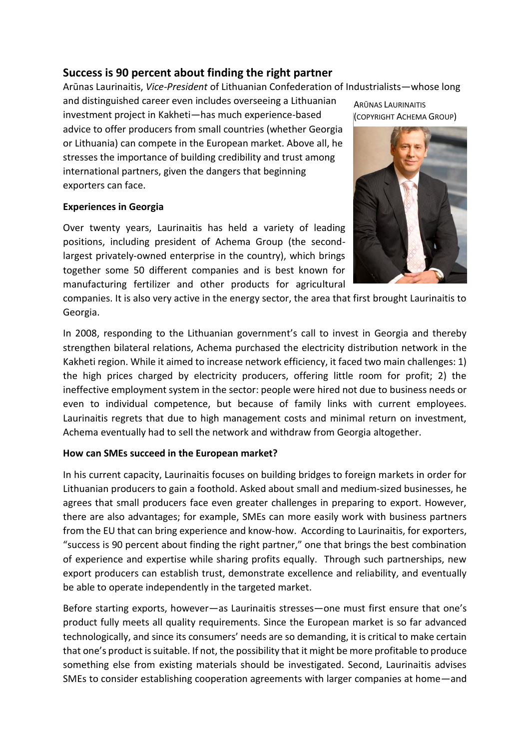## Success is 90 percent about finding the right partner

Arūnas Laurinaitis, *Vice-President* of Lithuanian Confederation of Industrialists—whose long and distinguished career even includes overseeing a Lithuanian investment project in Kakheti—has much experience-based advice to offer producers from small countries (whether Georgia or Lithuania) can compete in the European market. Above all, he stresses the importance of building credibility and trust among international partners, given the dangers that beginning exporters can face.

ARŪNAS LAURINAITIS (COPYRIGHT ACHEMA GROUP)

**Experiences in Georgia**

Over twenty years, Laurinaitis has held a variety of leading positions, including president of Achema Group (the second-largest privately-owned enterprise in the country), which brings together some 50 different companies and is best known for manufacturing fertilizer and other products for agricultural companies. It is also very active in the energy sector, the area that first brought Laurinaitis to Georgia.

In 2008, responding to the Lithuanian government's call to invest in Georgia and thereby strengthen bilateral relations, Achema purchased the electricity distribution network in the Kakheti region. While it aimed to increase network efficiency, it faced two main challenges: 1) the high prices charged by electricity producers, offering little room for profit; 2) the ineffective employment system in the sector: people were hired not due to business needs or even to individual competence, but because of family links with current employees. Laurinaitis regrets that due to high management costs and minimal return on investment, Achema eventually had to sell the network and withdraw from Georgia altogether.

**How can SMEs succeed in the European market?**

In his current capacity, Laurinaitis focuses on building bridges to foreign markets in order for Lithuanian producers to gain a foothold. Asked about small and medium-sized businesses, he agrees that small producers face even greater challenges in preparing to export. However, there are also advantages; for example, SMEs can more easily work with business partners from the EU that can bring experience and know-how. According to Laurinaitis, for exporters, "success is 90 percent about finding the right partner," one that brings the best combination of experience and expertise while sharing profits equally. Through such partnerships, new export producers can establish trust, demonstrate excellence and reliability, and eventually be able to operate independently in the targeted market.

Before starting exports, however—as Laurinaitis stresses—one must first ensure that one's product fully meets all quality requirements. Since the European market is so far advanced technologically, and since its consumers' needs are so demanding, it is critical to make certain that one's product is suitable. If not, the possibility that it might be more profitable to produce something else from existing materials should be investigated. Second, Laurinaitis advises SMEs to consider establishing cooperation agreements with larger companies at home—and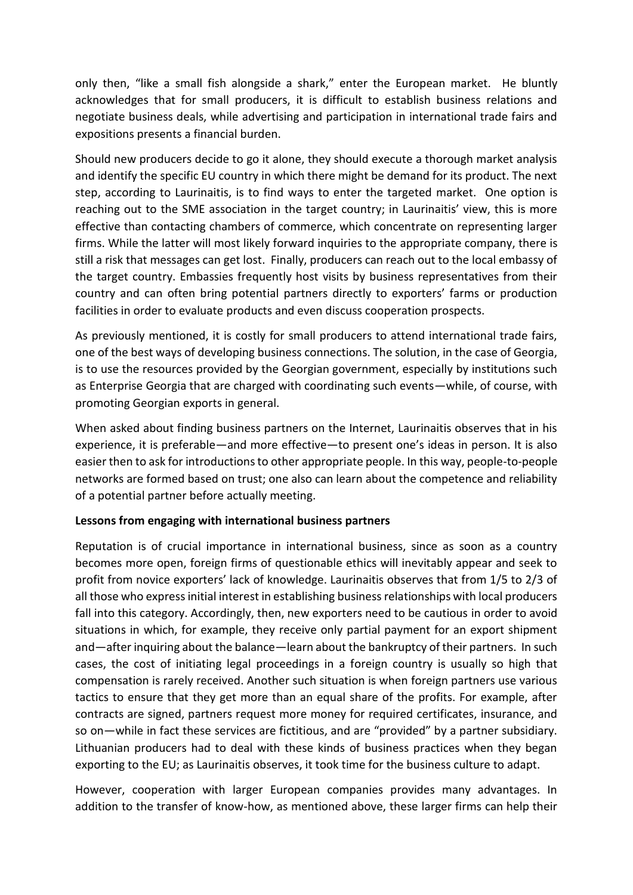only then, "like a small fish alongside a shark," enter the European market. He bluntly acknowledges that for small producers, it is difficult to establish business relations and negotiate business deals, while advertising and participation in international trade fairs and expositions presents a financial burden.

Should new producers decide to go it alone, they should execute a thorough market analysis and identify the specific EU country in which there might be demand for its product. The next step, according to Laurinaitis, is to find ways to enter the targeted market. One option is reaching out to the SME association in the target country; in Laurinaitis' view, this is more effective than contacting chambers of commerce, which concentrate on representing larger firms. While the latter will most likely forward inquiries to the appropriate company, there is still a risk that messages can get lost. Finally, producers can reach out to the local embassy of the target country. Embassies frequently host visits by business representatives from their country and can often bring potential partners directly to exporters' farms or production facilities in order to evaluate products and even discuss cooperation prospects.

As previously mentioned, it is costly for small producers to attend international trade fairs, one of the best ways of developing business connections. The solution, in the case of Georgia, is to use the resources provided by the Georgian government, especially by institutions such as Enterprise Georgia that are charged with coordinating such events—while, of course, with promoting Georgian exports in general.

When asked about finding business partners on the Internet, Laurinaitis observes that in his experience, it is preferable—and more effective—to present one's ideas in person. It is also easier then to ask for introductions to other appropriate people. In this way, people-to-people networks are formed based on trust; one also can learn about the competence and reliability of a potential partner before actually meeting.

**Lessons from engaging with international business partners**

Reputation is of crucial importance in international business, since as soon as a country becomes more open, foreign firms of questionable ethics will inevitably appear and seek to profit from novice exporters' lack of knowledge. Laurinaitis observes that from 1/5 to 2/3 of all those who express initial interest in establishing business relationships with local producers fall into this category. Accordingly, then, new exporters need to be cautious in order to avoid situations in which, for example, they receive only partial payment for an export shipment and—after inquiring about the balance—learn about the bankruptcy of their partners. In such cases, the cost of initiating legal proceedings in a foreign country is usually so high that compensation is rarely received. Another such situation is when foreign partners use various tactics to ensure that they get more than an equal share of the profits. For example, after contracts are signed, partners request more money for required certificates, insurance, and so on—while in fact these services are fictitious, and are "provided" by a partner subsidiary. Lithuanian producers had to deal with these kinds of business practices when they began exporting to the EU; as Laurinaitis observes, it took time for the business culture to adapt.

However, cooperation with larger European companies provides many advantages. In addition to the transfer of know-how, as mentioned above, these larger firms can help their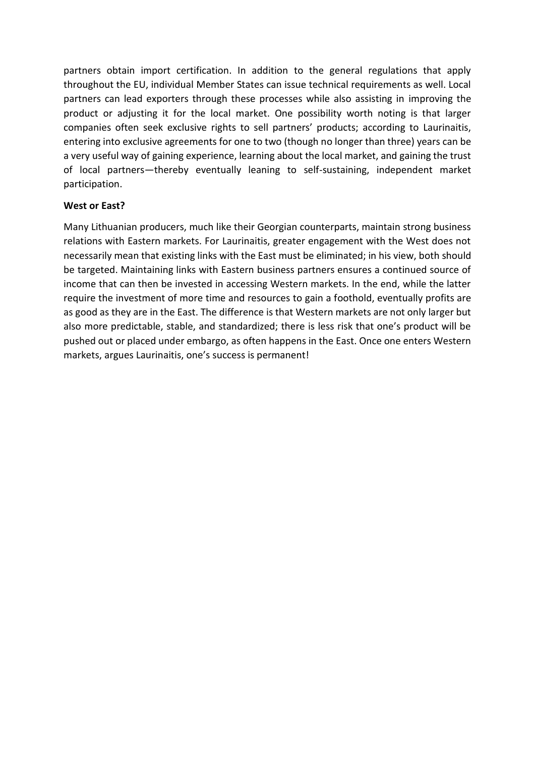partners obtain import certification. In addition to the general regulations that apply throughout the EU, individual Member States can issue technical requirements as well. Local partners can lead exporters through these processes while also assisting in improving the product or adjusting it for the local market. One possibility worth noting is that larger companies often seek exclusive rights to sell partners' products; according to Laurinaitis, entering into exclusive agreements for one to two (though no longer than three) years can be a very useful way of gaining experience, learning about the local market, and gaining the trust of local partners—thereby eventually leaning to self-sustaining, independent market participation.

**West or East?**

Many Lithuanian producers, much like their Georgian counterparts, maintain strong business relations with Eastern markets. For Laurinaitis, greater engagement with the West does not necessarily mean that existing links with the East must be eliminated; in his view, both should be targeted. Maintaining links with Eastern business partners ensures a continued source of income that can then be invested in accessing Western markets. In the end, while the latter require the investment of more time and resources to gain a foothold, eventually profits are as good as they are in the East. The difference is that Western markets are not only larger but also more predictable, stable, and standardized; there is less risk that one's product will be pushed out or placed under embargo, as often happens in the East. Once one enters Western markets, argues Laurinaitis, one's success is permanent!